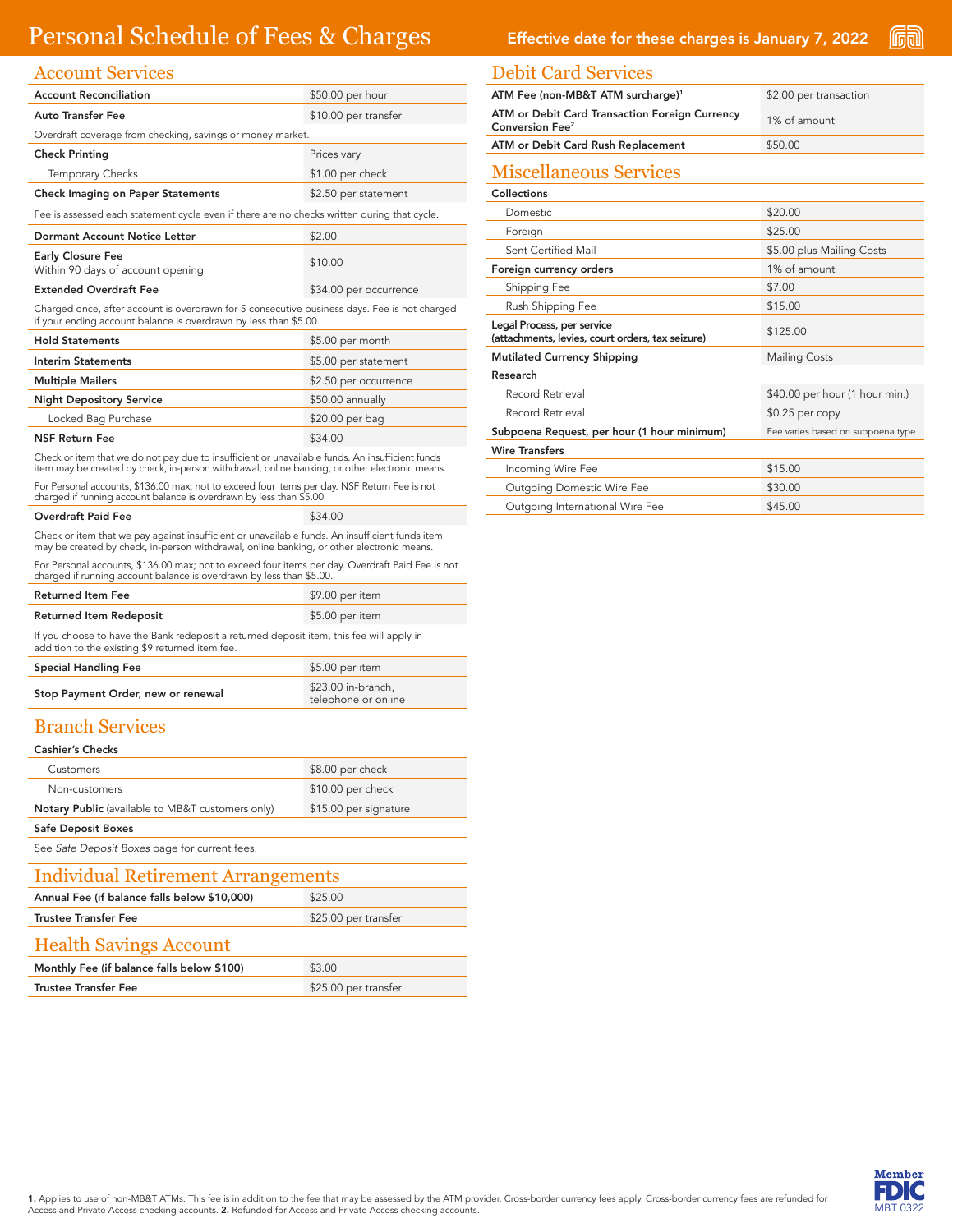# Personal Schedule of Fees & Charges

Effective date for these charges is January 7, 2022

## Account Services

| | |
|---|---|
| **Account Reconciliation** | $50.00 per hour |
| **Auto Transfer Fee** | $10.00 per transfer |

Overdraft coverage from checking, savings or money market.

| | |
|---|---|
| **Check Printing** | Prices vary |
| Temporary Checks | $1.00 per check |
| **Check Imaging on Paper Statements** | $2.50 per statement |

Fee is assessed each statement cycle even if there are no checks written during that cycle.

| | |
|---|---|
| **Dormant Account Notice Letter** | $2.00 |
| **Early Closure Fee** Within 90 days of account opening | $10.00 |
| **Extended Overdraft Fee** | $34.00 per occurrence |

Charged once, after account is overdrawn for 5 consecutive business days. Fee is not charged if your ending account balance is overdrawn by less than $5.00.

| | |
|---|---|
| **Hold Statements** | $5.00 per month |
| **Interim Statements** | $5.00 per statement |
| **Multiple Mailers** | $2.50 per occurrence |
| **Night Depository Service** | $50.00 annually |
| Locked Bag Purchase | $20.00 per bag |
| **NSF Return Fee** | $34.00 |

Check or item that we do not pay due to insufficient or unavailable funds. An insufficient funds item may be created by check, in-person withdrawal, online banking, or other electronic means.

For Personal accounts, $136.00 max; not to exceed four items per day. NSF Return Fee is not charged if running account balance is overdrawn by less than $5.00.

| | |
|---|---|
| **Overdraft Paid Fee** | $34.00 |

Check or item that we pay against insufficient or unavailable funds. An insufficient funds item may be created by check, in-person withdrawal, online banking, or other electronic means.

For Personal accounts, $136.00 max; not to exceed four items per day. Overdraft Paid Fee is not charged if running account balance is overdrawn by less than $5.00.

| | |
|---|---|
| **Returned Item Fee** | $9.00 per item |
| **Returned Item Redeposit** | $5.00 per item |

If you choose to have the Bank redeposit a returned deposit item, this fee will apply in addition to the existing $9 returned item fee.

| | |
|---|---|
| **Special Handling Fee** | $5.00 per item |
| **Stop Payment Order, new or renewal** | $23.00 in-branch, telephone or online |

## Branch Services

| | |
|---|---|
| **Cashier's Checks** | |
| Customers | $8.00 per check |
| Non-customers | $10.00 per check |
| **Notary Public** (available to MB&T customers only) | $15.00 per signature |
| **Safe Deposit Boxes** | |

See *Safe Deposit Boxes* page for current fees.

## Individual Retirement Arrangements

| | |
|---|---|
| **Annual Fee (if balance falls below $10,000)** | $25.00 |
| **Trustee Transfer Fee** | $25.00 per transfer |

## Health Savings Account

| | |
|---|---|
| **Monthly Fee (if balance falls below $100)** | $3.00 |
| **Trustee Transfer Fee** | $25.00 per transfer |

## Debit Card Services

| | |
|---|---|
| **ATM Fee (non-MB&T ATM surcharge)**[1] | $2.00 per transaction |
| **ATM or Debit Card Transaction Foreign Currency Conversion Fee**[2] | 1% of amount |
| **ATM or Debit Card Rush Replacement** | $50.00 |

## Miscellaneous Services

| | |
|---|---|
| **Collections** | |
| Domestic | $20.00 |
| Foreign | $25.00 |
| Sent Certified Mail | $5.00 plus Mailing Costs |
| **Foreign currency orders** | 1% of amount |
| Shipping Fee | $7.00 |
| Rush Shipping Fee | $15.00 |
| **Legal Process, per service (attachments, levies, court orders, tax seizure)** | $125.00 |
| **Mutilated Currency Shipping** | Mailing Costs |
| **Research** | |
| Record Retrieval | $40.00 per hour (1 hour min.) |
| Record Retrieval | $0.25 per copy |
| **Subpoena Request, per hour (1 hour minimum)** | Fee varies based on subpoena type |
| **Wire Transfers** | |
| Incoming Wire Fee | $15.00 |
| Outgoing Domestic Wire Fee | $30.00 |
| Outgoing International Wire Fee | $45.00 |

**1.** Applies to use of non-MB&T ATMs. This fee is in addition to the fee that may be assessed by the ATM provider. Cross-border currency fees apply. Cross-border currency fees are refunded for Access and Private Access checking accounts. **2.** Refunded for Access and Private Access checking accounts.

Member FDIC

MBT 0322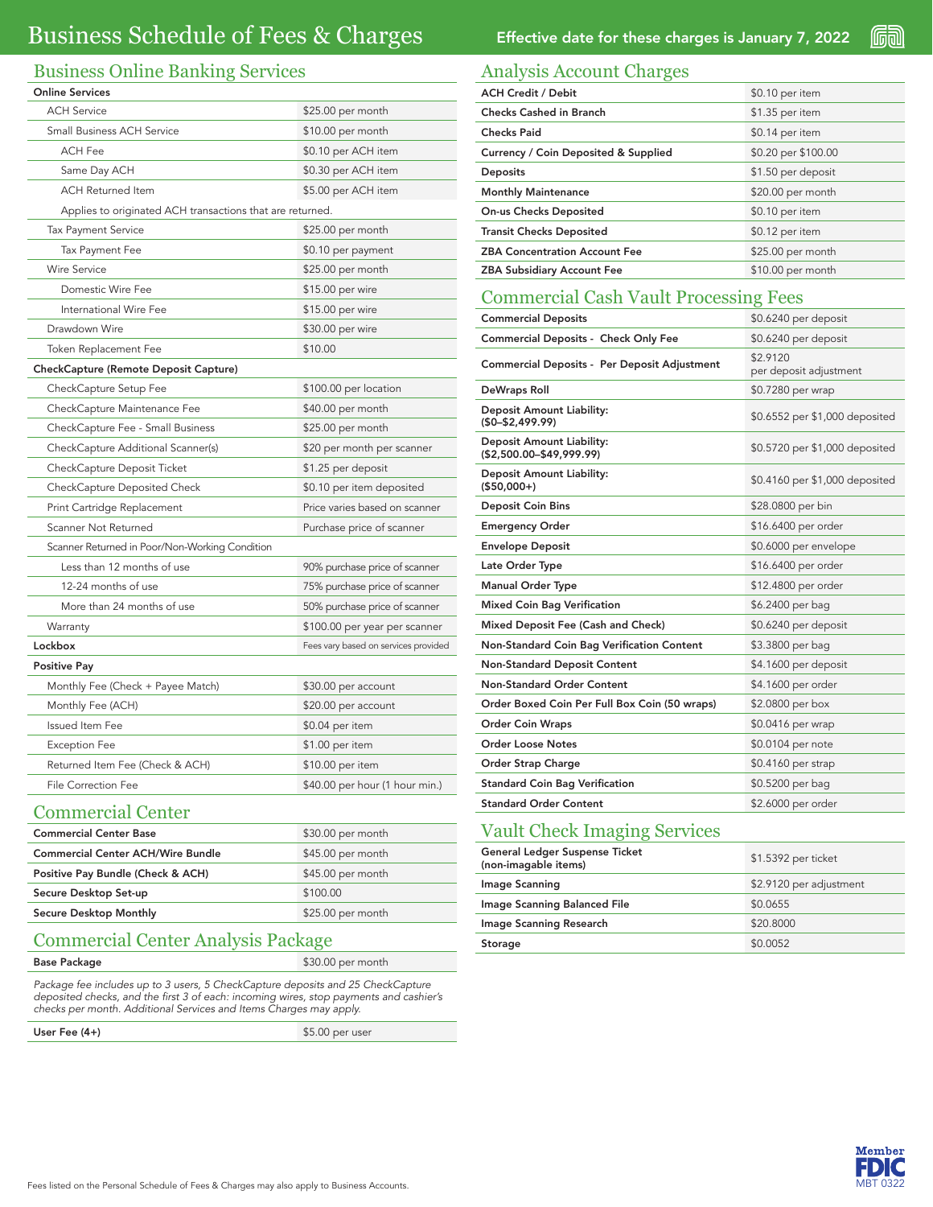# Business Schedule of Fees & Charges

Effective date for these charges is January 7, 2022

## Business Online Banking Services

| Online Services | |
|---|---|
| ACH Service | $25.00 per month |
| Small Business ACH Service | $10.00 per month |
| ACH Fee | $0.10 per ACH item |
| Same Day ACH | $0.30 per ACH item |
| ACH Returned Item | $5.00 per ACH item |
| Applies to originated ACH transactions that are returned. | |
| Tax Payment Service | $25.00 per month |
| Tax Payment Fee | $0.10 per payment |
| Wire Service | $25.00 per month |
| Domestic Wire Fee | $15.00 per wire |
| International Wire Fee | $15.00 per wire |
| Drawdown Wire | $30.00 per wire |
| Token Replacement Fee | $10.00 |
| **CheckCapture (Remote Deposit Capture)** | |
| CheckCapture Setup Fee | $100.00 per location |
| CheckCapture Maintenance Fee | $40.00 per month |
| CheckCapture Fee - Small Business | $25.00 per month |
| CheckCapture Additional Scanner(s) | $20 per month per scanner |
| CheckCapture Deposit Ticket | $1.25 per deposit |
| CheckCapture Deposited Check | $0.10 per item deposited |
| Print Cartridge Replacement | Price varies based on scanner |
| Scanner Not Returned | Purchase price of scanner |
| Scanner Returned in Poor/Non-Working Condition | |
| Less than 12 months of use | 90% purchase price of scanner |
| 12-24 months of use | 75% purchase price of scanner |
| More than 24 months of use | 50% purchase price of scanner |
| Warranty | $100.00 per year per scanner |
| **Lockbox** | Fees vary based on services provided |
| **Positive Pay** | |
| Monthly Fee (Check + Payee Match) | $30.00 per account |
| Monthly Fee (ACH) | $20.00 per account |
| Issued Item Fee | $0.04 per item |
| Exception Fee | $1.00 per item |
| Returned Item Fee (Check & ACH) | $10.00 per item |
| File Correction Fee | $40.00 per hour (1 hour min.) |

## Commercial Center

| | |
|---|---|
| **Commercial Center Base** | $30.00 per month |
| **Commercial Center ACH/Wire Bundle** | $45.00 per month |
| **Positive Pay Bundle (Check & ACH)** | $45.00 per month |
| **Secure Desktop Set-up** | $100.00 |
| **Secure Desktop Monthly** | $25.00 per month |

## Commercial Center Analysis Package

| | |
|---|---|
| **Base Package** | $30.00 per month |

*Package fee includes up to 3 users, 5 CheckCapture deposits and 25 CheckCapture deposited checks, and the first 3 of each: incoming wires, stop payments and cashier's checks per month. Additional Services and Items Charges may apply.*

| | |
|---|---|
| **User Fee (4+)** | $5.00 per user |

## Analysis Account Charges

| | |
|---|---|
| **ACH Credit / Debit** | $0.10 per item |
| **Checks Cashed in Branch** | $1.35 per item |
| **Checks Paid** | $0.14 per item |
| **Currency / Coin Deposited & Supplied** | $0.20 per $100.00 |
| **Deposits** | $1.50 per deposit |
| **Monthly Maintenance** | $20.00 per month |
| **On-us Checks Deposited** | $0.10 per item |
| **Transit Checks Deposited** | $0.12 per item |
| **ZBA Concentration Account Fee** | $25.00 per month |
| **ZBA Subsidiary Account Fee** | $10.00 per month |

## Commercial Cash Vault Processing Fees

| | |
|---|---|
| **Commercial Deposits** | $0.6240 per deposit |
| **Commercial Deposits - Check Only Fee** | $0.6240 per deposit |
| **Commercial Deposits - Per Deposit Adjustment** | $2.9120 per deposit adjustment |
| **DeWraps Roll** | $0.7280 per wrap |
| **Deposit Amount Liability: ($0–$2,499.99)** | $0.6552 per $1,000 deposited |
| **Deposit Amount Liability: ($2,500.00–$49,999.99)** | $0.5720 per $1,000 deposited |
| **Deposit Amount Liability: ($50,000+)** | $0.4160 per $1,000 deposited |
| **Deposit Coin Bins** | $28.0800 per bin |
| **Emergency Order** | $16.6400 per order |
| **Envelope Deposit** | $0.6000 per envelope |
| **Late Order Type** | $16.6400 per order |
| **Manual Order Type** | $12.4800 per order |
| **Mixed Coin Bag Verification** | $6.2400 per bag |
| **Mixed Deposit Fee (Cash and Check)** | $0.6240 per deposit |
| **Non-Standard Coin Bag Verification Content** | $3.3800 per bag |
| **Non-Standard Deposit Content** | $4.1600 per deposit |
| **Non-Standard Order Content** | $4.1600 per order |
| **Order Boxed Coin Per Full Box Coin (50 wraps)** | $2.0800 per box |
| **Order Coin Wraps** | $0.0416 per wrap |
| **Order Loose Notes** | $0.0104 per note |
| **Order Strap Charge** | $0.4160 per strap |
| **Standard Coin Bag Verification** | $0.5200 per bag |
| **Standard Order Content** | $2.6000 per order |

## Vault Check Imaging Services

| | |
|---|---|
| **General Ledger Suspense Ticket (non-imagable items)** | $1.5392 per ticket |
| **Image Scanning** | $2.9120 per adjustment |
| **Image Scanning Balanced File** | $0.0655 |
| **Image Scanning Research** | $20.8000 |
| **Storage** | $0.0052 |

Fees listed on the Personal Schedule of Fees & Charges may also apply to Business Accounts.

Member FDIC

MBT 0322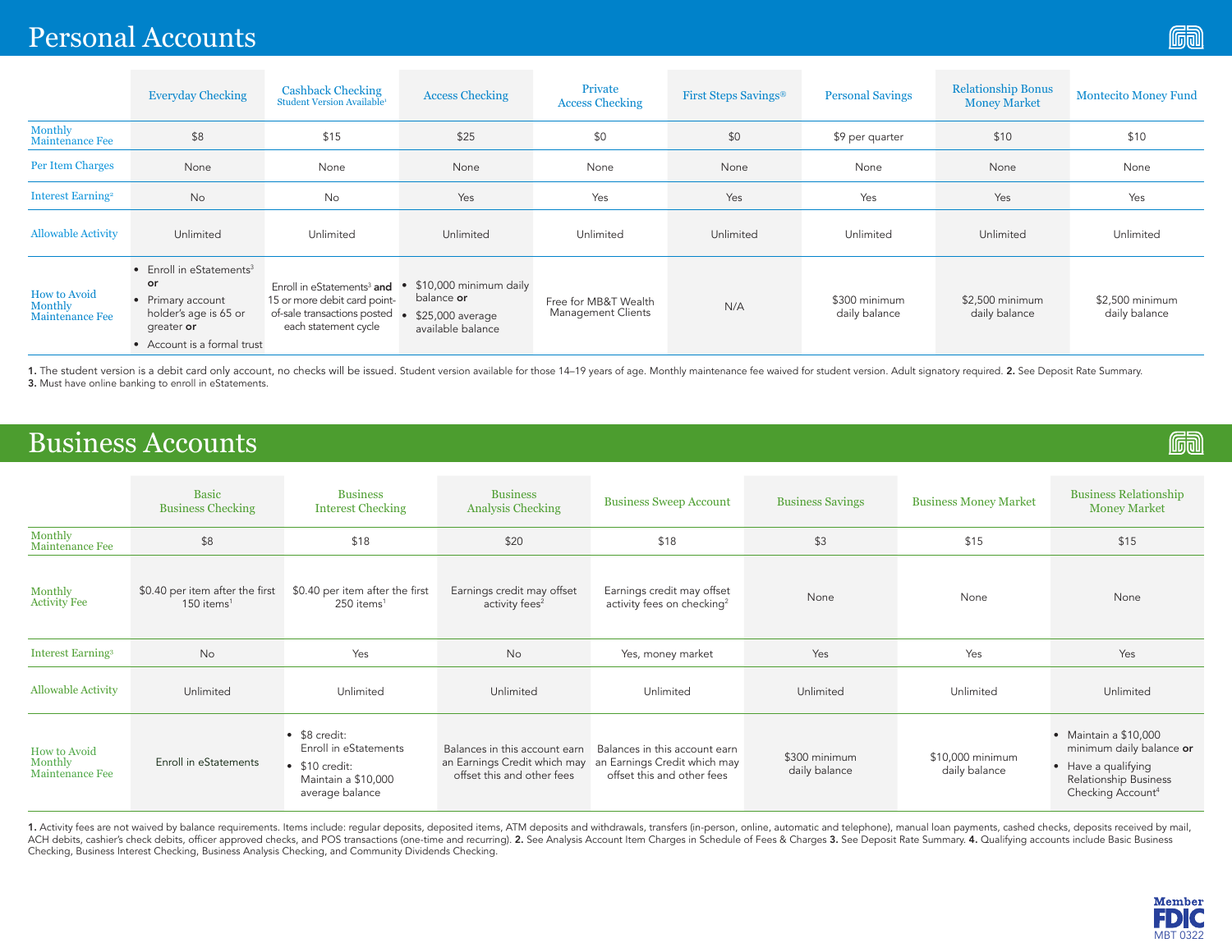# Personal Accounts

| | Everyday Checking | Cashback Checking Student Version Available[1] | Access Checking | Private Access Checking | First Steps Savings® | Personal Savings | Relationship Bonus Money Market | Montecito Money Fund |
|---|---|---|---|---|---|---|---|---|
| Monthly Maintenance Fee | $8 | $15 | $25 | $0 | $0 | $9 per quarter | $10 | $10 |
| Per Item Charges | None | None | None | None | None | None | None | None |
| Interest Earning[2] | No | No | Yes | Yes | Yes | Yes | Yes | Yes |
| Allowable Activity | Unlimited | Unlimited | Unlimited | Unlimited | Unlimited | Unlimited | Unlimited | Unlimited |
| How to Avoid Monthly Maintenance Fee | • Enroll in eStatements[3] **or** • Primary account holder's age is 65 or greater **or** • Account is a formal trust | Enroll in eStatements[3] **and** 15 or more debit card point-of-sale transactions posted each statement cycle | • $10,000 minimum daily balance **or** • $25,000 average available balance | Free for MB&T Wealth Management Clients | N/A | $300 minimum daily balance | $2,500 minimum daily balance | $2,500 minimum daily balance |

**1.** The student version is a debit card only account, no checks will be issued. Student version available for those 14–19 years of age. Monthly maintenance fee waived for student version. Adult signatory required. **2.** See Deposit Rate Summary.
**3.** Must have online banking to enroll in eStatements.

# Business Accounts

| | Basic Business Checking | Business Interest Checking | Business Analysis Checking | Business Sweep Account | Business Savings | Business Money Market | Business Relationship Money Market |
|---|---|---|---|---|---|---|---|
| Monthly Maintenance Fee | $8 | $18 | $20 | $18 | $3 | $15 | $15 |
| Monthly Activity Fee | $0.40 per item after the first 150 items[1] | $0.40 per item after the first 250 items[1] | Earnings credit may offset activity fees[2] | Earnings credit may offset activity fees on checking[2] | None | None | None |
| Interest Earning[3] | No | Yes | No | Yes, money market | Yes | Yes | Yes |
| Allowable Activity | Unlimited | Unlimited | Unlimited | Unlimited | Unlimited | Unlimited | Unlimited |
| How to Avoid Monthly Maintenance Fee | Enroll in eStatements | • $8 credit: Enroll in eStatements • $10 credit: Maintain a $10,000 average balance | Balances in this account earn an Earnings Credit which may offset this and other fees | Balances in this account earn an Earnings Credit which may offset this and other fees | $300 minimum daily balance | $10,000 minimum daily balance | • Maintain a $10,000 minimum daily balance **or** • Have a qualifying Relationship Business Checking Account[4] |

**1.** Activity fees are not waived by balance requirements. Items include: regular deposits, deposited items, ATM deposits and withdrawals, transfers (in-person, online, automatic and telephone), manual loan payments, cashed checks, deposits received by mail, ACH debits, cashier's check debits, officer approved checks, and POS transactions (one-time and recurring). **2.** See Analysis Account Item Charges in Schedule of Fees & Charges **3.** See Deposit Rate Summary. **4.** Qualifying accounts include Basic Business Checking, Business Interest Checking, Business Analysis Checking, and Community Dividends Checking.

Member FDIC

MBT 0322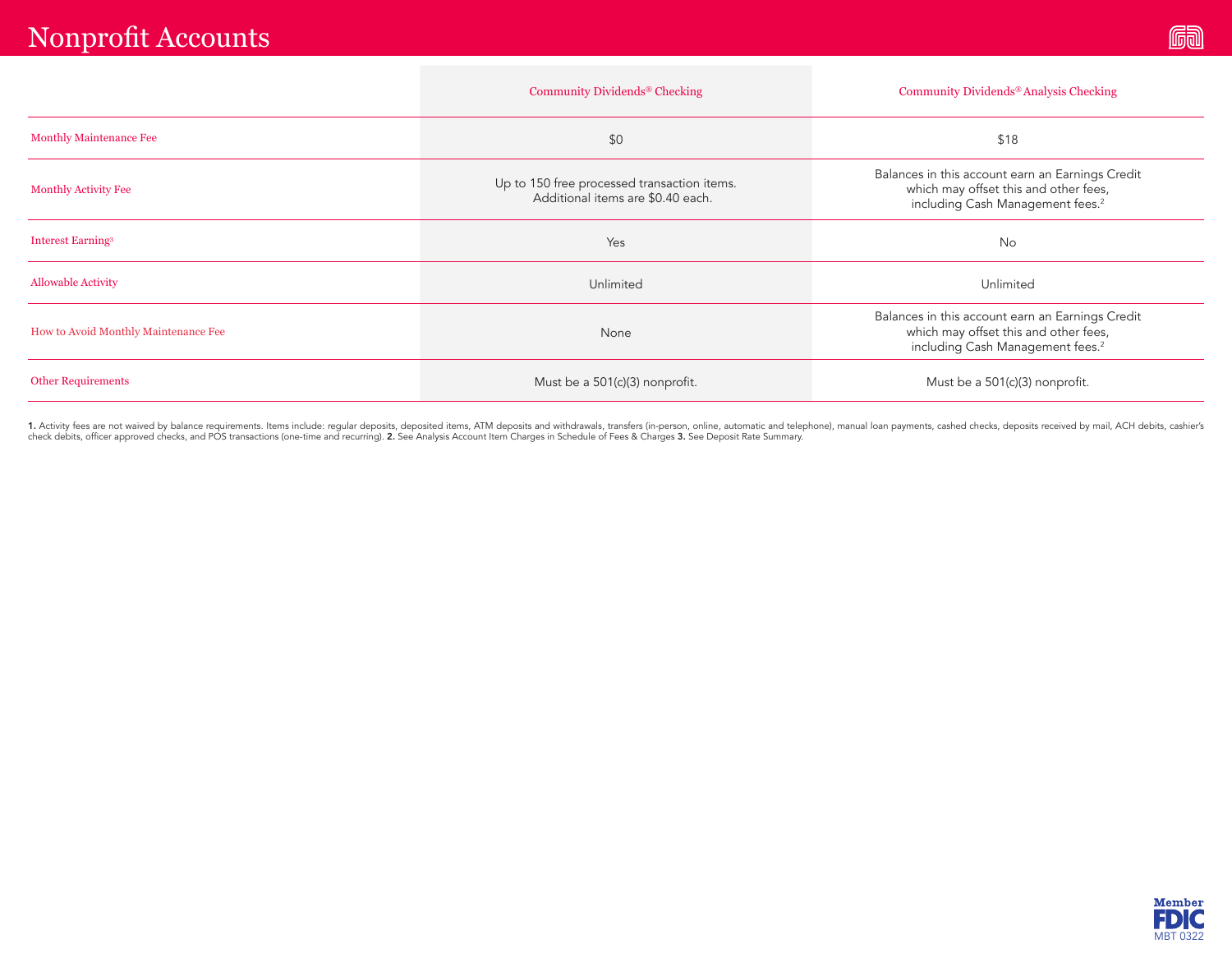# Nonprofit Accounts

| | Community Dividends® Checking | Community Dividends® Analysis Checking |
|---|---|---|
| Monthly Maintenance Fee | $0 | $18 |
| Monthly Activity Fee | Up to 150 free processed transaction items. Additional items are $0.40 each. | Balances in this account earn an Earnings Credit which may offset this and other fees, including Cash Management fees.[2] |
| Interest Earning[3] | Yes | No |
| Allowable Activity | Unlimited | Unlimited |
| How to Avoid Monthly Maintenance Fee | None | Balances in this account earn an Earnings Credit which may offset this and other fees, including Cash Management fees.[2] |
| Other Requirements | Must be a 501(c)(3) nonprofit. | Must be a 501(c)(3) nonprofit. |

**1.** Activity fees are not waived by balance requirements. Items include: regular deposits, deposited items, ATM deposits and withdrawals, transfers (in-person, online, automatic and telephone), manual loan payments, cashed checks, deposits received by mail, ACH debits, cashier's check debits, officer approved checks, and POS transactions (one-time and recurring). **2.** See Analysis Account Item Charges in Schedule of Fees & Charges **3.** See Deposit Rate Summary.

Member FDIC

MBT 0322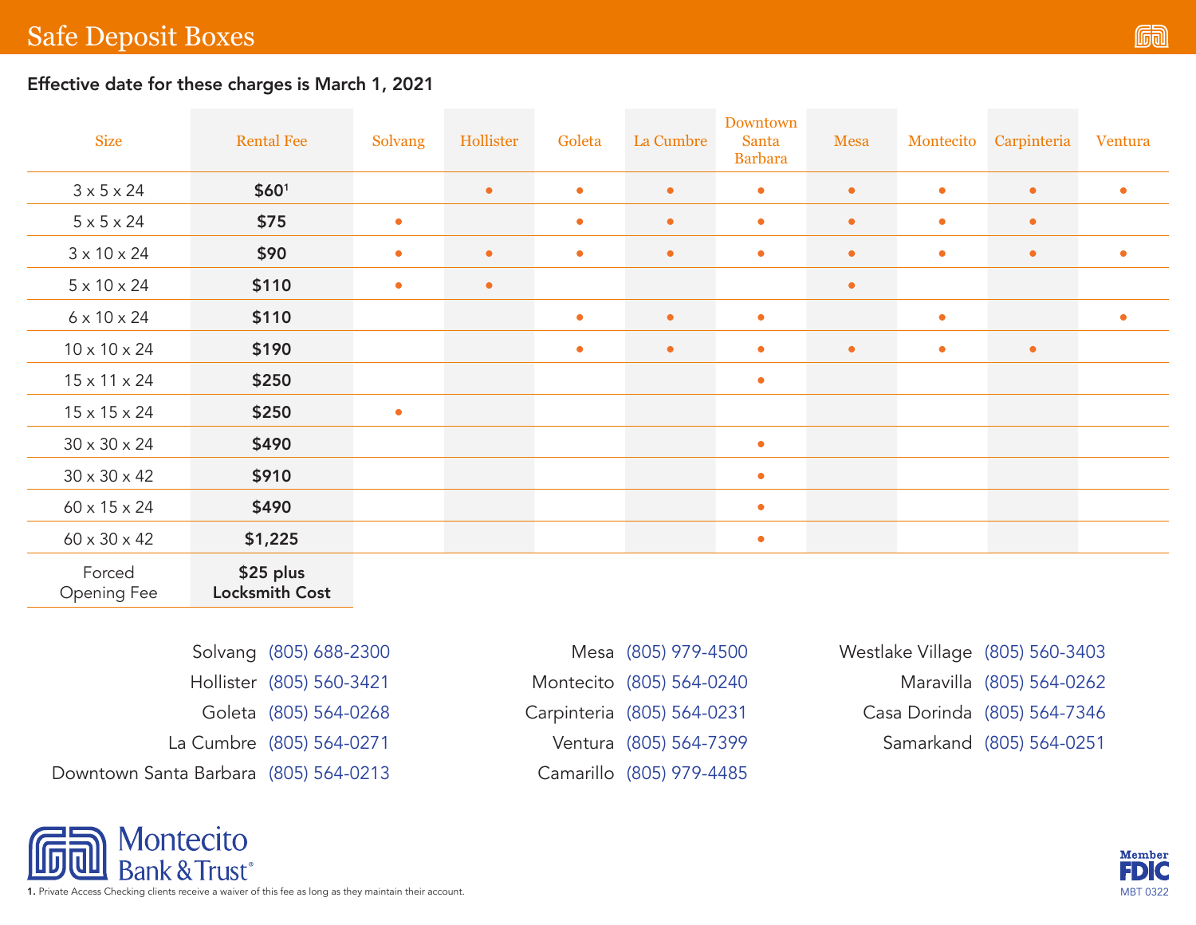# Safe Deposit Boxes

**Effective date for these charges is March 1, 2021**

| Size | Rental Fee | Solvang | Hollister | Goleta | La Cumbre | Downtown Santa Barbara | Mesa | Montecito | Carpinteria | Ventura |
|---|---|---|---|---|---|---|---|---|---|---|
| 3 x 5 x 24 | **$60**[1] | | • | • | • | • | • | • | • | • |
| 5 x 5 x 24 | **$75** | • | | • | • | • | • | • | • | |
| 3 x 10 x 24 | **$90** | • | • | • | • | • | • | • | • | • |
| 5 x 10 x 24 | **$110** | • | • | | | | • | | | |
| 6 x 10 x 24 | **$110** | | | • | • | • | | • | | • |
| 10 x 10 x 24 | **$190** | | | • | • | • | • | • | • | |
| 15 x 11 x 24 | **$250** | | | | | • | | | | |
| 15 x 15 x 24 | **$250** | • | | | | | | | | |
| 30 x 30 x 24 | **$490** | | | | | • | | | | |
| 30 x 30 x 42 | **$910** | | | | | • | | | | |
| 60 x 15 x 24 | **$490** | | | | | • | | | | |
| 60 x 30 x 42 | **$1,225** | | | | | • | | | | |
| Forced Opening Fee | **$25 plus Locksmith Cost** | | | | | | | | | |

Solvang (805) 688-2300
Hollister (805) 560-3421
Goleta (805) 564-0268
La Cumbre (805) 564-0271
Downtown Santa Barbara (805) 564-0213
Mesa (805) 979-4500
Montecito (805) 564-0240
Carpinteria (805) 564-0231
Ventura (805) 564-7399
Camarillo (805) 979-4485
Westlake Village (805) 560-3403
Maravilla (805) 564-0262
Casa Dorinda (805) 564-7346
Samarkand (805) 564-0251

Montecito Bank & Trust®

1. Private Access Checking clients receive a waiver of this fee as long as they maintain their account.

Member FDIC

MBT 0322